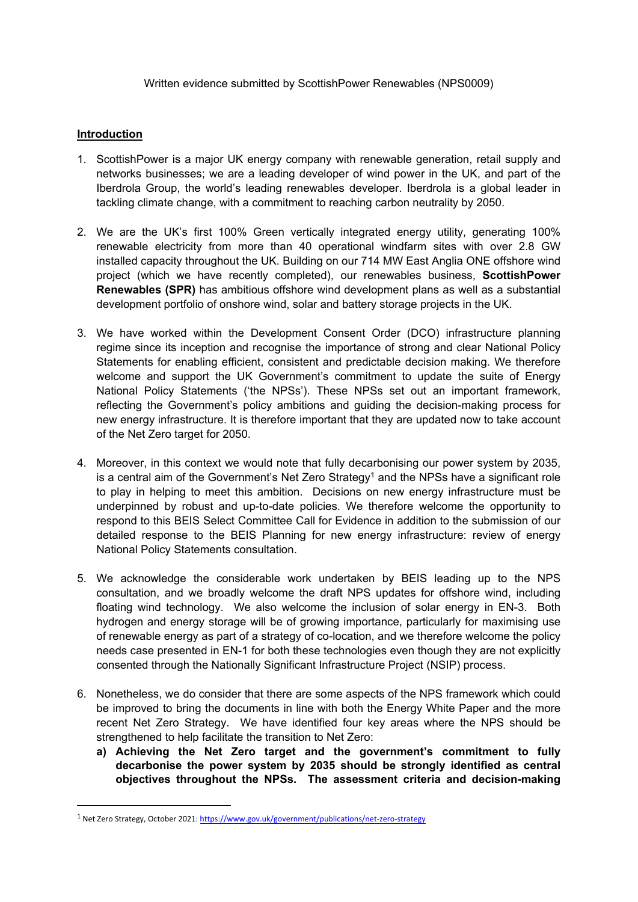Written evidence submitted by ScottishPower Renewables (NPS0009)

## Introduction

1. ScottishPower is a major UK energy company with renewable generation, retail supply and networks businesses; we are a leading developer of wind power in the UK, and part of the Iberdrola Group, the world's leading renewables developer. Iberdrola is a global leader in tackling climate change, with a commitment to reaching carbon neutrality by 2050.

2. We are the UK's first 100% Green vertically integrated energy utility, generating 100% renewable electricity from more than 40 operational windfarm sites with over 2.8 GW installed capacity throughout the UK. Building on our 714 MW East Anglia ONE offshore wind project (which we have recently completed), our renewables business, **ScottishPower Renewables (SPR)** has ambitious offshore wind development plans as well as a substantial development portfolio of onshore wind, solar and battery storage projects in the UK.

3. We have worked within the Development Consent Order (DCO) infrastructure planning regime since its inception and recognise the importance of strong and clear National Policy Statements for enabling efficient, consistent and predictable decision making. We therefore welcome and support the UK Government's commitment to update the suite of Energy National Policy Statements ('the NPSs'). These NPSs set out an important framework, reflecting the Government's policy ambitions and guiding the decision-making process for new energy infrastructure. It is therefore important that they are updated now to take account of the Net Zero target for 2050.

4. Moreover, in this context we would note that fully decarbonising our power system by 2035, is a central aim of the Government's Net Zero Strategy[1] and the NPSs have a significant role to play in helping to meet this ambition. Decisions on new energy infrastructure must be underpinned by robust and up-to-date policies. We therefore welcome the opportunity to respond to this BEIS Select Committee Call for Evidence in addition to the submission of our detailed response to the BEIS Planning for new energy infrastructure: review of energy National Policy Statements consultation.

5. We acknowledge the considerable work undertaken by BEIS leading up to the NPS consultation, and we broadly welcome the draft NPS updates for offshore wind, including floating wind technology. We also welcome the inclusion of solar energy in EN-3. Both hydrogen and energy storage will be of growing importance, particularly for maximising use of renewable energy as part of a strategy of co-location, and we therefore welcome the policy needs case presented in EN-1 for both these technologies even though they are not explicitly consented through the Nationally Significant Infrastructure Project (NSIP) process.

6. Nonetheless, we do consider that there are some aspects of the NPS framework which could be improved to bring the documents in line with both the Energy White Paper and the more recent Net Zero Strategy. We have identified four key areas where the NPS should be strengthened to help facilitate the transition to Net Zero:
   a) **Achieving the Net Zero target and the government's commitment to fully decarbonise the power system by 2035 should be strongly identified as central objectives throughout the NPSs. The assessment criteria and decision-making**

---

[1] Net Zero Strategy, October 2021: https://www.gov.uk/government/publications/net-zero-strategy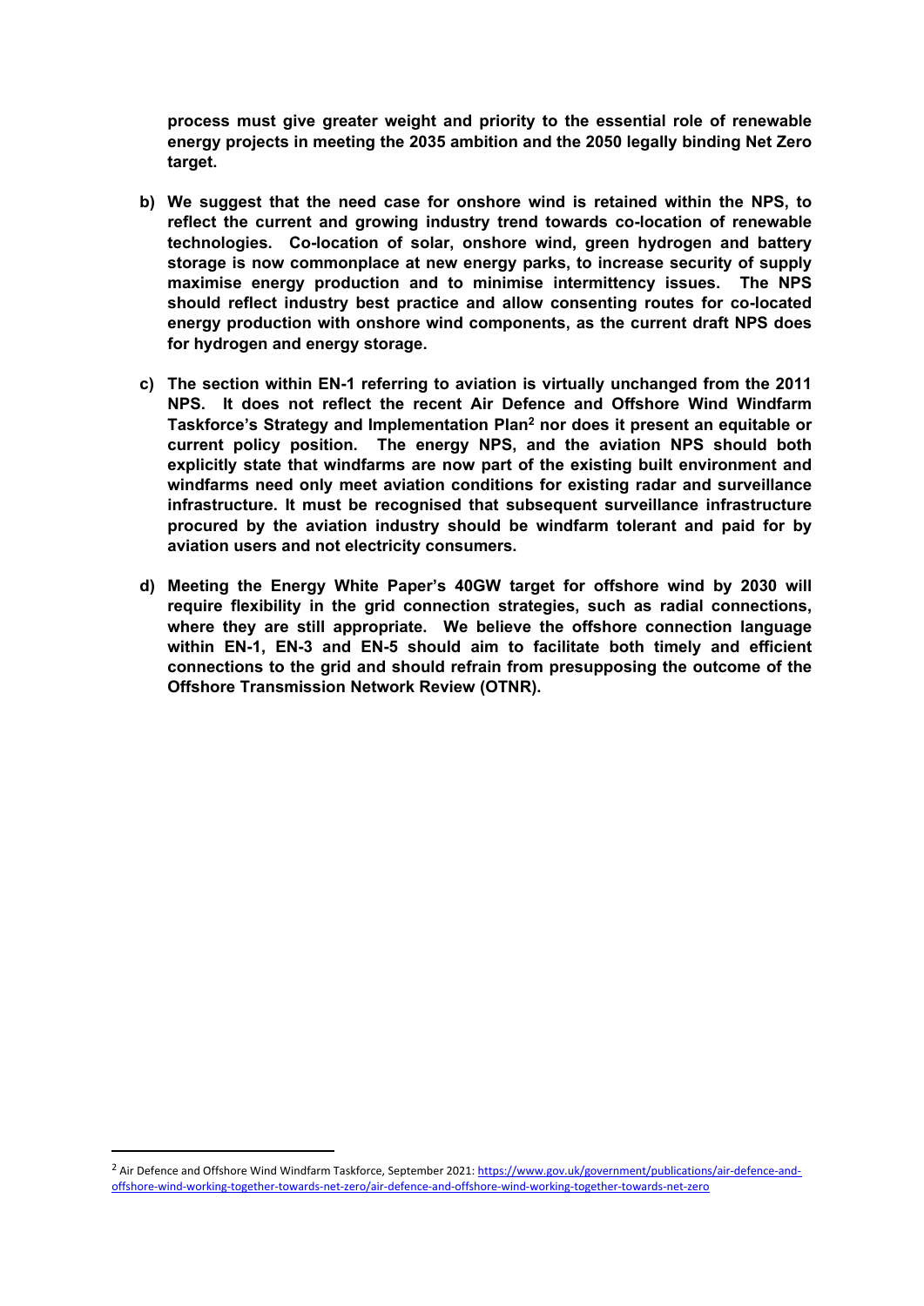**process must give greater weight and priority to the essential role of renewable energy projects in meeting the 2035 ambition and the 2050 legally binding Net Zero target.**

b) **We suggest that the need case for onshore wind is retained within the NPS, to reflect the current and growing industry trend towards co-location of renewable technologies. Co-location of solar, onshore wind, green hydrogen and battery storage is now commonplace at new energy parks, to increase security of supply maximise energy production and to minimise intermittency issues. The NPS should reflect industry best practice and allow consenting routes for co-located energy production with onshore wind components, as the current draft NPS does for hydrogen and energy storage.**

c) **The section within EN-1 referring to aviation is virtually unchanged from the 2011 NPS. It does not reflect the recent Air Defence and Offshore Wind Windfarm Taskforce's Strategy and Implementation Plan[2] nor does it present an equitable or current policy position. The energy NPS, and the aviation NPS should both explicitly state that windfarms are now part of the existing built environment and windfarms need only meet aviation conditions for existing radar and surveillance infrastructure. It must be recognised that subsequent surveillance infrastructure procured by the aviation industry should be windfarm tolerant and paid for by aviation users and not electricity consumers.**

d) **Meeting the Energy White Paper's 40GW target for offshore wind by 2030 will require flexibility in the grid connection strategies, such as radial connections, where they are still appropriate. We believe the offshore connection language within EN-1, EN-3 and EN-5 should aim to facilitate both timely and efficient connections to the grid and should refrain from presupposing the outcome of the Offshore Transmission Network Review (OTNR).**

---

[2] Air Defence and Offshore Wind Windfarm Taskforce, September 2021: https://www.gov.uk/government/publications/air-defence-and-offshore-wind-working-together-towards-net-zero/air-defence-and-offshore-wind-working-together-towards-net-zero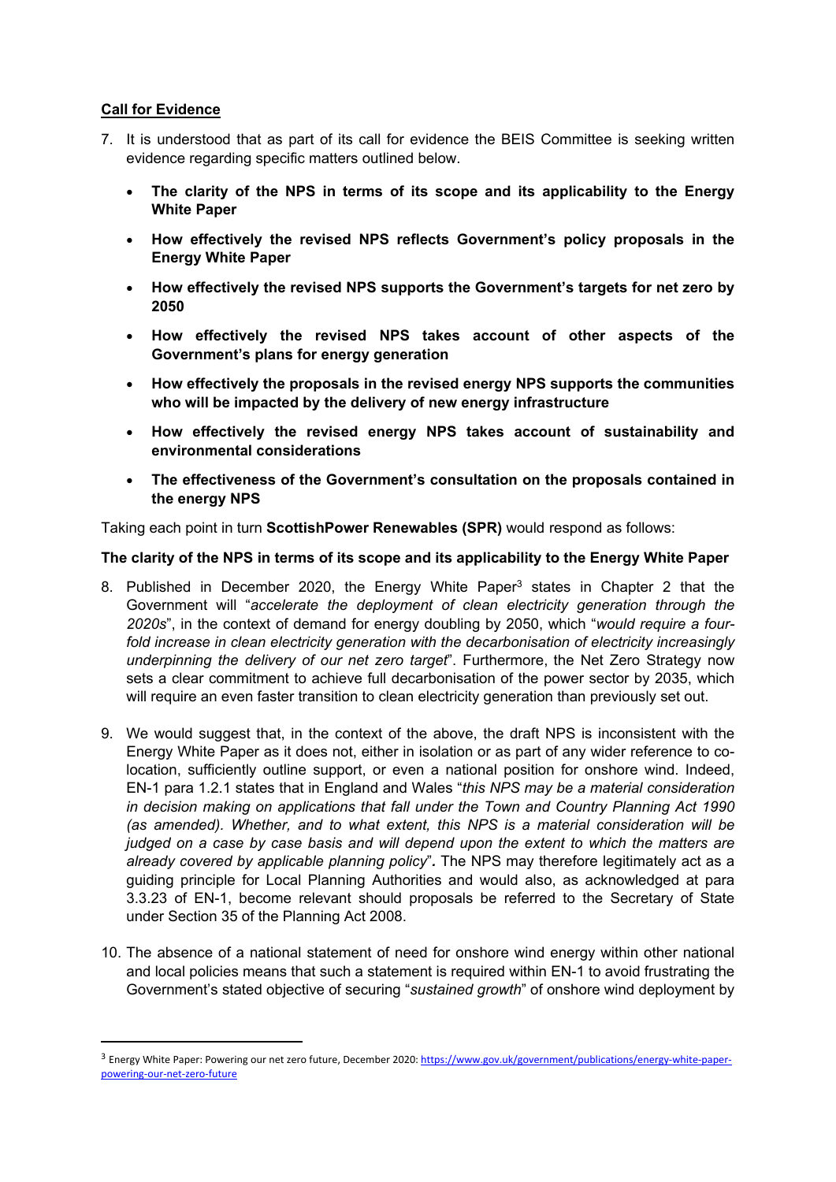**Call for Evidence**

7. It is understood that as part of its call for evidence the BEIS Committee is seeking written evidence regarding specific matters outlined below.

   - **The clarity of the NPS in terms of its scope and its applicability to the Energy White Paper**
   - **How effectively the revised NPS reflects Government's policy proposals in the Energy White Paper**
   - **How effectively the revised NPS supports the Government's targets for net zero by 2050**
   - **How effectively the revised NPS takes account of other aspects of the Government's plans for energy generation**
   - **How effectively the proposals in the revised energy NPS supports the communities who will be impacted by the delivery of new energy infrastructure**
   - **How effectively the revised energy NPS takes account of sustainability and environmental considerations**
   - **The effectiveness of the Government's consultation on the proposals contained in the energy NPS**

Taking each point in turn **ScottishPower Renewables (SPR)** would respond as follows:

**The clarity of the NPS in terms of its scope and its applicability to the Energy White Paper**

8. Published in December 2020, the Energy White Paper[3] states in Chapter 2 that the Government will "*accelerate the deployment of clean electricity generation through the 2020s*", in the context of demand for energy doubling by 2050, which "*would require a four-fold increase in clean electricity generation with the decarbonisation of electricity increasingly underpinning the delivery of our net zero target*". Furthermore, the Net Zero Strategy now sets a clear commitment to achieve full decarbonisation of the power sector by 2035, which will require an even faster transition to clean electricity generation than previously set out.

9. We would suggest that, in the context of the above, the draft NPS is inconsistent with the Energy White Paper as it does not, either in isolation or as part of any wider reference to co-location, sufficiently outline support, or even a national position for onshore wind. Indeed, EN-1 para 1.2.1 states that in England and Wales "*this NPS may be a material consideration in decision making on applications that fall under the Town and Country Planning Act 1990 (as amended). Whether, and to what extent, this NPS is a material consideration will be judged on a case by case basis and will depend upon the extent to which the matters are already covered by applicable planning policy*"**.** The NPS may therefore legitimately act as a guiding principle for Local Planning Authorities and would also, as acknowledged at para 3.3.23 of EN-1, become relevant should proposals be referred to the Secretary of State under Section 35 of the Planning Act 2008.

10. The absence of a national statement of need for onshore wind energy within other national and local policies means that such a statement is required within EN-1 to avoid frustrating the Government's stated objective of securing "*sustained growth*" of onshore wind deployment by

---

[3] Energy White Paper: Powering our net zero future, December 2020: https://www.gov.uk/government/publications/energy-white-paper-powering-our-net-zero-future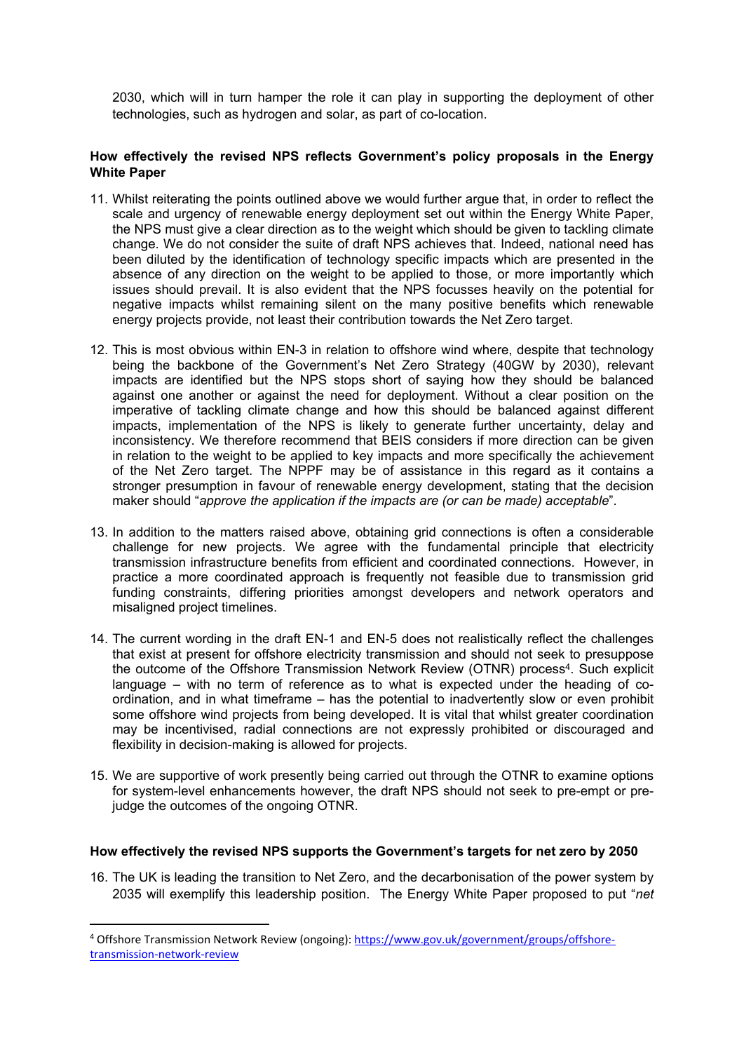2030, which will in turn hamper the role it can play in supporting the deployment of other technologies, such as hydrogen and solar, as part of co-location.

**How effectively the revised NPS reflects Government's policy proposals in the Energy White Paper**

11. Whilst reiterating the points outlined above we would further argue that, in order to reflect the scale and urgency of renewable energy deployment set out within the Energy White Paper, the NPS must give a clear direction as to the weight which should be given to tackling climate change. We do not consider the suite of draft NPS achieves that. Indeed, national need has been diluted by the identification of technology specific impacts which are presented in the absence of any direction on the weight to be applied to those, or more importantly which issues should prevail. It is also evident that the NPS focusses heavily on the potential for negative impacts whilst remaining silent on the many positive benefits which renewable energy projects provide, not least their contribution towards the Net Zero target.

12. This is most obvious within EN-3 in relation to offshore wind where, despite that technology being the backbone of the Government's Net Zero Strategy (40GW by 2030), relevant impacts are identified but the NPS stops short of saying how they should be balanced against one another or against the need for deployment. Without a clear position on the imperative of tackling climate change and how this should be balanced against different impacts, implementation of the NPS is likely to generate further uncertainty, delay and inconsistency. We therefore recommend that BEIS considers if more direction can be given in relation to the weight to be applied to key impacts and more specifically the achievement of the Net Zero target. The NPPF may be of assistance in this regard as it contains a stronger presumption in favour of renewable energy development, stating that the decision maker should "*approve the application if the impacts are (or can be made) acceptable*".

13. In addition to the matters raised above, obtaining grid connections is often a considerable challenge for new projects. We agree with the fundamental principle that electricity transmission infrastructure benefits from efficient and coordinated connections. However, in practice a more coordinated approach is frequently not feasible due to transmission grid funding constraints, differing priorities amongst developers and network operators and misaligned project timelines.

14. The current wording in the draft EN-1 and EN-5 does not realistically reflect the challenges that exist at present for offshore electricity transmission and should not seek to presuppose the outcome of the Offshore Transmission Network Review (OTNR) process[4]. Such explicit language – with no term of reference as to what is expected under the heading of co-ordination, and in what timeframe – has the potential to inadvertently slow or even prohibit some offshore wind projects from being developed. It is vital that whilst greater coordination may be incentivised, radial connections are not expressly prohibited or discouraged and flexibility in decision-making is allowed for projects.

15. We are supportive of work presently being carried out through the OTNR to examine options for system-level enhancements however, the draft NPS should not seek to pre-empt or pre-judge the outcomes of the ongoing OTNR.

**How effectively the revised NPS supports the Government's targets for net zero by 2050**

16. The UK is leading the transition to Net Zero, and the decarbonisation of the power system by 2035 will exemplify this leadership position. The Energy White Paper proposed to put "*net*

---

[4] Offshore Transmission Network Review (ongoing): https://www.gov.uk/government/groups/offshore-transmission-network-review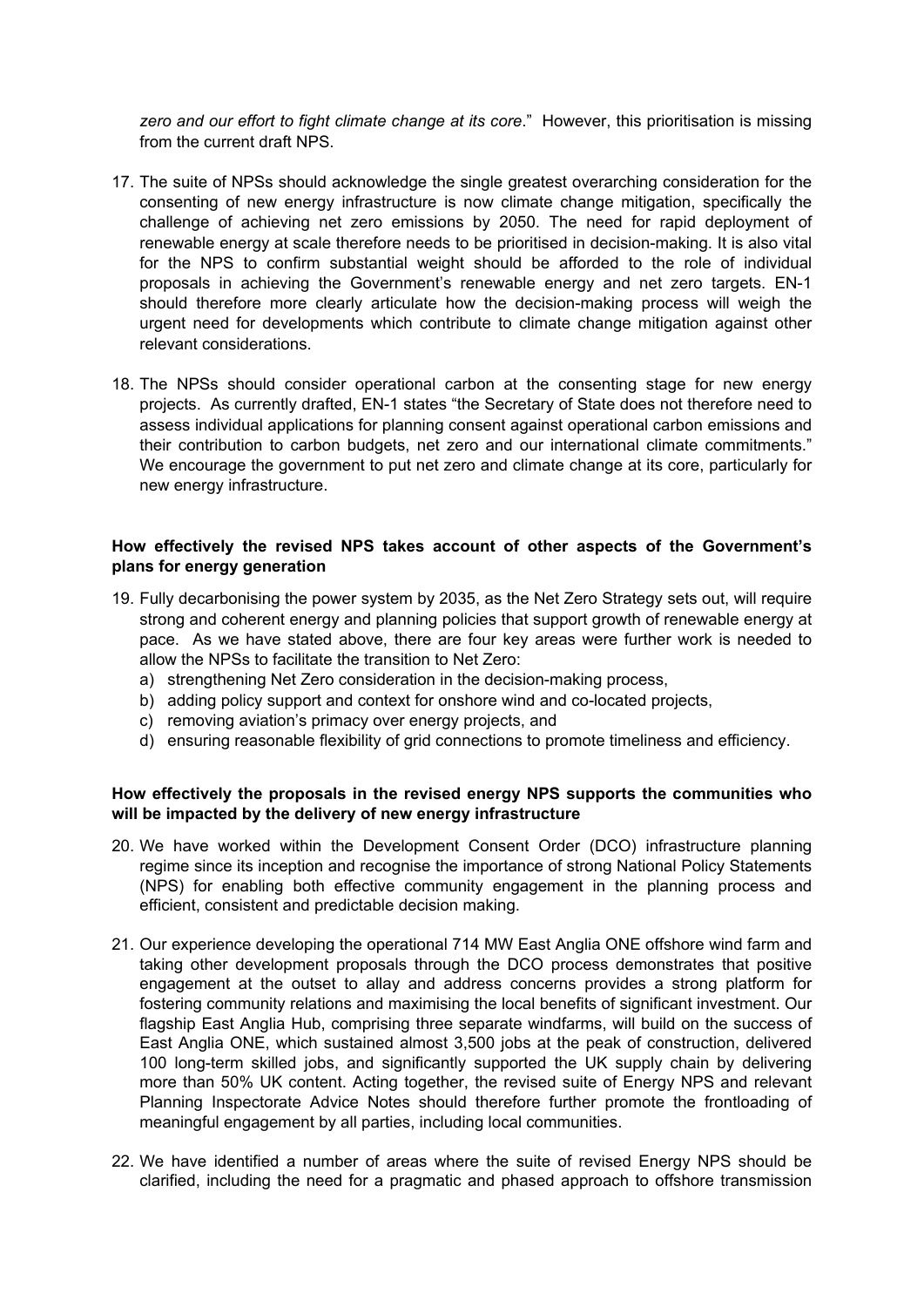*zero and our effort to fight climate change at its core*." However, this prioritisation is missing from the current draft NPS.

17. The suite of NPSs should acknowledge the single greatest overarching consideration for the consenting of new energy infrastructure is now climate change mitigation, specifically the challenge of achieving net zero emissions by 2050. The need for rapid deployment of renewable energy at scale therefore needs to be prioritised in decision-making. It is also vital for the NPS to confirm substantial weight should be afforded to the role of individual proposals in achieving the Government's renewable energy and net zero targets. EN-1 should therefore more clearly articulate how the decision-making process will weigh the urgent need for developments which contribute to climate change mitigation against other relevant considerations.

18. The NPSs should consider operational carbon at the consenting stage for new energy projects. As currently drafted, EN-1 states "the Secretary of State does not therefore need to assess individual applications for planning consent against operational carbon emissions and their contribution to carbon budgets, net zero and our international climate commitments." We encourage the government to put net zero and climate change at its core, particularly for new energy infrastructure.

**How effectively the revised NPS takes account of other aspects of the Government's plans for energy generation**

19. Fully decarbonising the power system by 2035, as the Net Zero Strategy sets out, will require strong and coherent energy and planning policies that support growth of renewable energy at pace. As we have stated above, there are four key areas were further work is needed to allow the NPSs to facilitate the transition to Net Zero:
    a) strengthening Net Zero consideration in the decision-making process,
    b) adding policy support and context for onshore wind and co-located projects,
    c) removing aviation's primacy over energy projects, and
    d) ensuring reasonable flexibility of grid connections to promote timeliness and efficiency.

**How effectively the proposals in the revised energy NPS supports the communities who will be impacted by the delivery of new energy infrastructure**

20. We have worked within the Development Consent Order (DCO) infrastructure planning regime since its inception and recognise the importance of strong National Policy Statements (NPS) for enabling both effective community engagement in the planning process and efficient, consistent and predictable decision making.

21. Our experience developing the operational 714 MW East Anglia ONE offshore wind farm and taking other development proposals through the DCO process demonstrates that positive engagement at the outset to allay and address concerns provides a strong platform for fostering community relations and maximising the local benefits of significant investment. Our flagship East Anglia Hub, comprising three separate windfarms, will build on the success of East Anglia ONE, which sustained almost 3,500 jobs at the peak of construction, delivered 100 long-term skilled jobs, and significantly supported the UK supply chain by delivering more than 50% UK content. Acting together, the revised suite of Energy NPS and relevant Planning Inspectorate Advice Notes should therefore further promote the frontloading of meaningful engagement by all parties, including local communities.

22. We have identified a number of areas where the suite of revised Energy NPS should be clarified, including the need for a pragmatic and phased approach to offshore transmission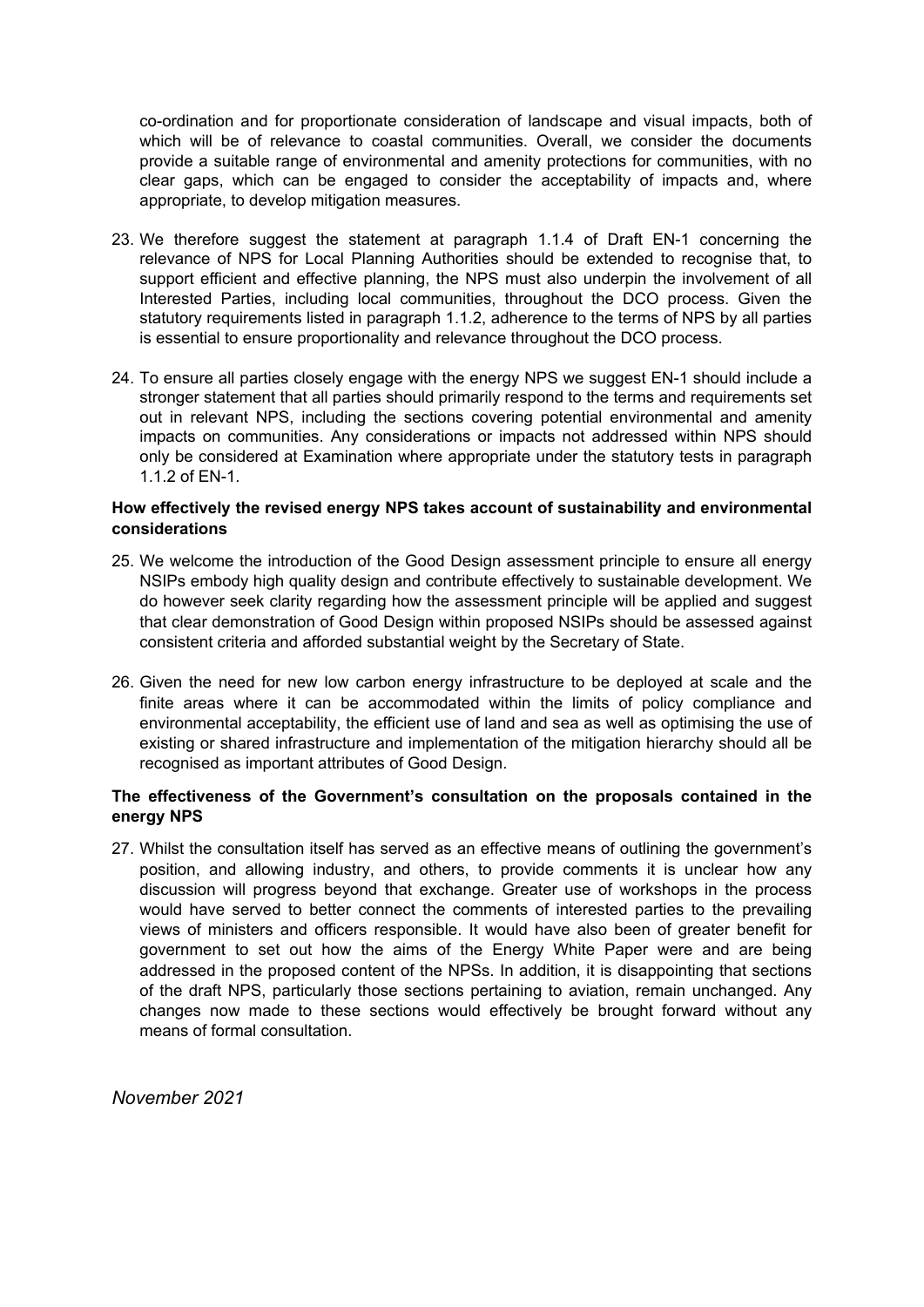co-ordination and for proportionate consideration of landscape and visual impacts, both of which will be of relevance to coastal communities. Overall, we consider the documents provide a suitable range of environmental and amenity protections for communities, with no clear gaps, which can be engaged to consider the acceptability of impacts and, where appropriate, to develop mitigation measures.

23. We therefore suggest the statement at paragraph 1.1.4 of Draft EN-1 concerning the relevance of NPS for Local Planning Authorities should be extended to recognise that, to support efficient and effective planning, the NPS must also underpin the involvement of all Interested Parties, including local communities, throughout the DCO process. Given the statutory requirements listed in paragraph 1.1.2, adherence to the terms of NPS by all parties is essential to ensure proportionality and relevance throughout the DCO process.

24. To ensure all parties closely engage with the energy NPS we suggest EN-1 should include a stronger statement that all parties should primarily respond to the terms and requirements set out in relevant NPS, including the sections covering potential environmental and amenity impacts on communities. Any considerations or impacts not addressed within NPS should only be considered at Examination where appropriate under the statutory tests in paragraph 1.1.2 of EN-1.

**How effectively the revised energy NPS takes account of sustainability and environmental considerations**

25. We welcome the introduction of the Good Design assessment principle to ensure all energy NSIPs embody high quality design and contribute effectively to sustainable development. We do however seek clarity regarding how the assessment principle will be applied and suggest that clear demonstration of Good Design within proposed NSIPs should be assessed against consistent criteria and afforded substantial weight by the Secretary of State.

26. Given the need for new low carbon energy infrastructure to be deployed at scale and the finite areas where it can be accommodated within the limits of policy compliance and environmental acceptability, the efficient use of land and sea as well as optimising the use of existing or shared infrastructure and implementation of the mitigation hierarchy should all be recognised as important attributes of Good Design.

**The effectiveness of the Government's consultation on the proposals contained in the energy NPS**

27. Whilst the consultation itself has served as an effective means of outlining the government's position, and allowing industry, and others, to provide comments it is unclear how any discussion will progress beyond that exchange. Greater use of workshops in the process would have served to better connect the comments of interested parties to the prevailing views of ministers and officers responsible. It would have also been of greater benefit for government to set out how the aims of the Energy White Paper were and are being addressed in the proposed content of the NPSs. In addition, it is disappointing that sections of the draft NPS, particularly those sections pertaining to aviation, remain unchanged. Any changes now made to these sections would effectively be brought forward without any means of formal consultation.

*November 2021*